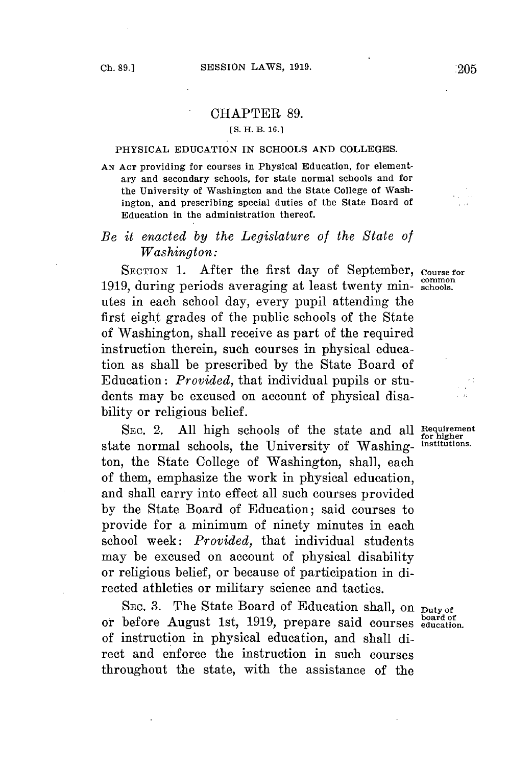# CHAPTER 89.

[S. H. B. 16.]

## PHYSICAL EDUCATION IN SCHOOLS AND COLLEGES.

AN ACT providing for courses in Physical Education, for elementary and secondary schools, for state normal schools and for the University of Washington and the State College of Washington, and prescribing special duties of the State Board of Education in the administration thereof.

*Be it enacted by the Legislature of the State of Washington:*

SECTION 1. After the first day of September, 1919, during periods averaging at least twenty minutes in each school day, every pupil attending the first eight grades of the public schools of the State of Washington, shall receive as part of the required instruction therein, such courses in physical education as shall be prescribed by the State Board of Education: *Provided,* that individual pupils or students may be excused on account of physical disability or religious belief.

Course for common schools.

SEC. 2. All high schools of the state and all state normal schools, the University of Washington, the State College of Washington, shall, each of them, emphasize the work in physical education, and shall carry into effect all such courses provided by the State Board of Education; said courses to provide for a minimum of ninety minutes in each school week: *Provided,* that individual students may be excused on account of physical disability or religious belief, or because of participation in directed athletics or military science and tactics.

Requirement for higher institutions.

SEC. 3. The State Board of Education shall, on or before August 1st, 1919, prepare said courses of instruction in physical education, and shall direct and enforce the instruction in such courses throughout the state, with the assistance of the

Duty of board of education.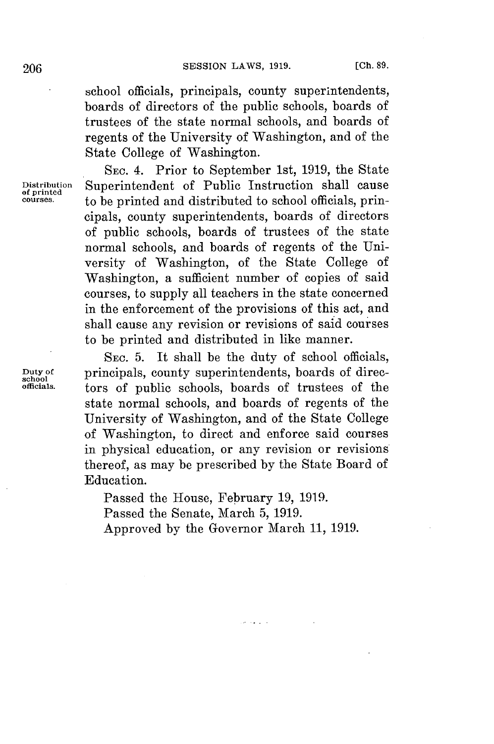school officials, principals, county superintendents, boards of directors of the public schools, boards of trustees of the state normal schools, and boards of regents of the University of Washington, and of the State College of Washington.

SEC. 4. Prior to September 1st, 1919, the State Superintendent of Public Instruction shall cause to be printed and distributed to school officials, principals, county superintendents, boards of directors of public schools, boards of trustees of the state normal schools, and boards of regents of the University of Washington, of the State College of Washington, a sufficient number of copies of said courses, to supply all teachers in the state concerned in the enforcement of the provisions of this act, and shall cause any revision or revisions of said courses to be printed and distributed in like manner.

*Distribution of printed courses.*

SEC. 5. It shall be the duty of school officials, principals, county superintendents, boards of directors of public schools, boards of trustees of the state normal schools, and boards of regents of the University of Washington, and of the State College of Washington, to direct and enforce said courses in physical education, or any revision or revisions thereof, as may be prescribed by the State Board of Education.

*Duty of school officials.*

Passed the House, February 19, 1919.
Passed the Senate, March 5, 1919.
Approved by the Governor March 11, 1919.